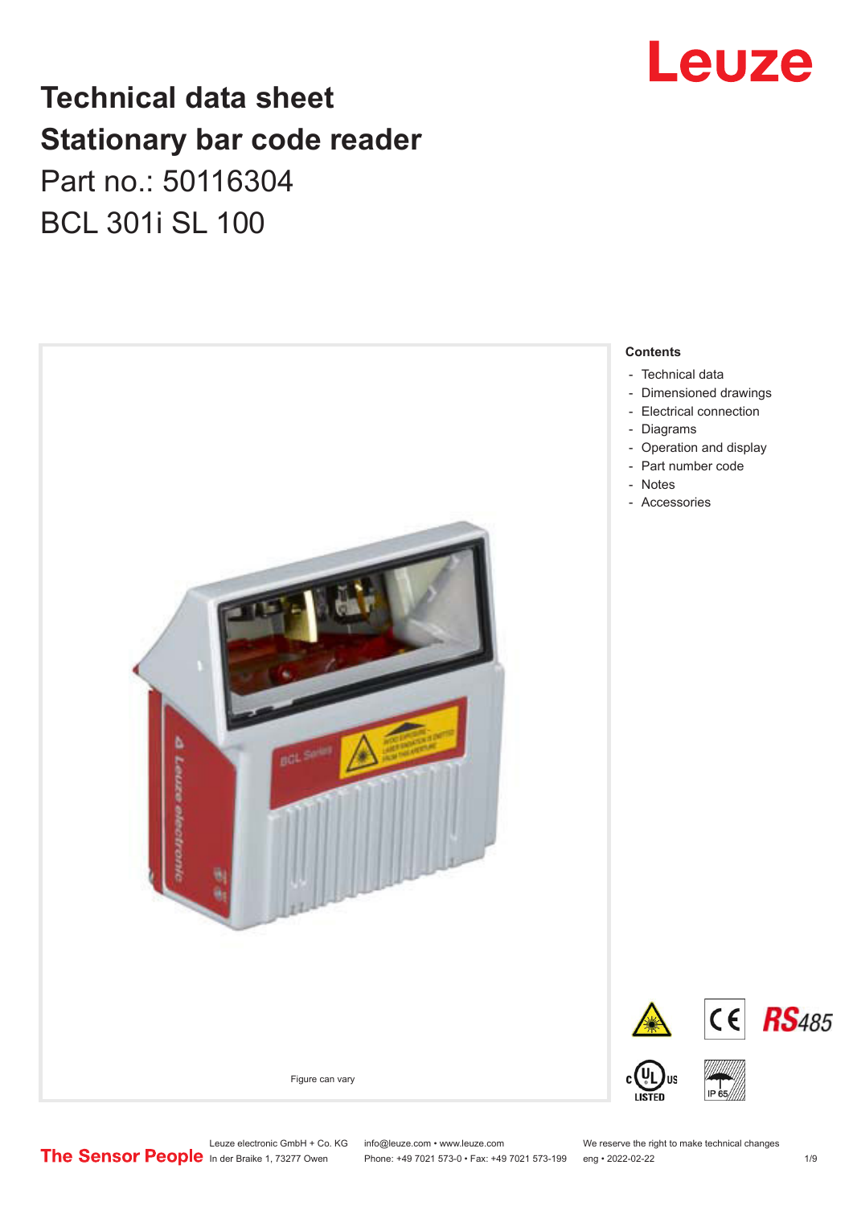# Technical data sheet
# Stationary bar code reader
## Part no.: 50116304
## BCL 301i SL 100

Figure can vary

**Contents**

- Technical data
- Dimensioned drawings
- Electrical connection
- Diagrams
- Operation and display
- Part number code
- Notes
- Accessories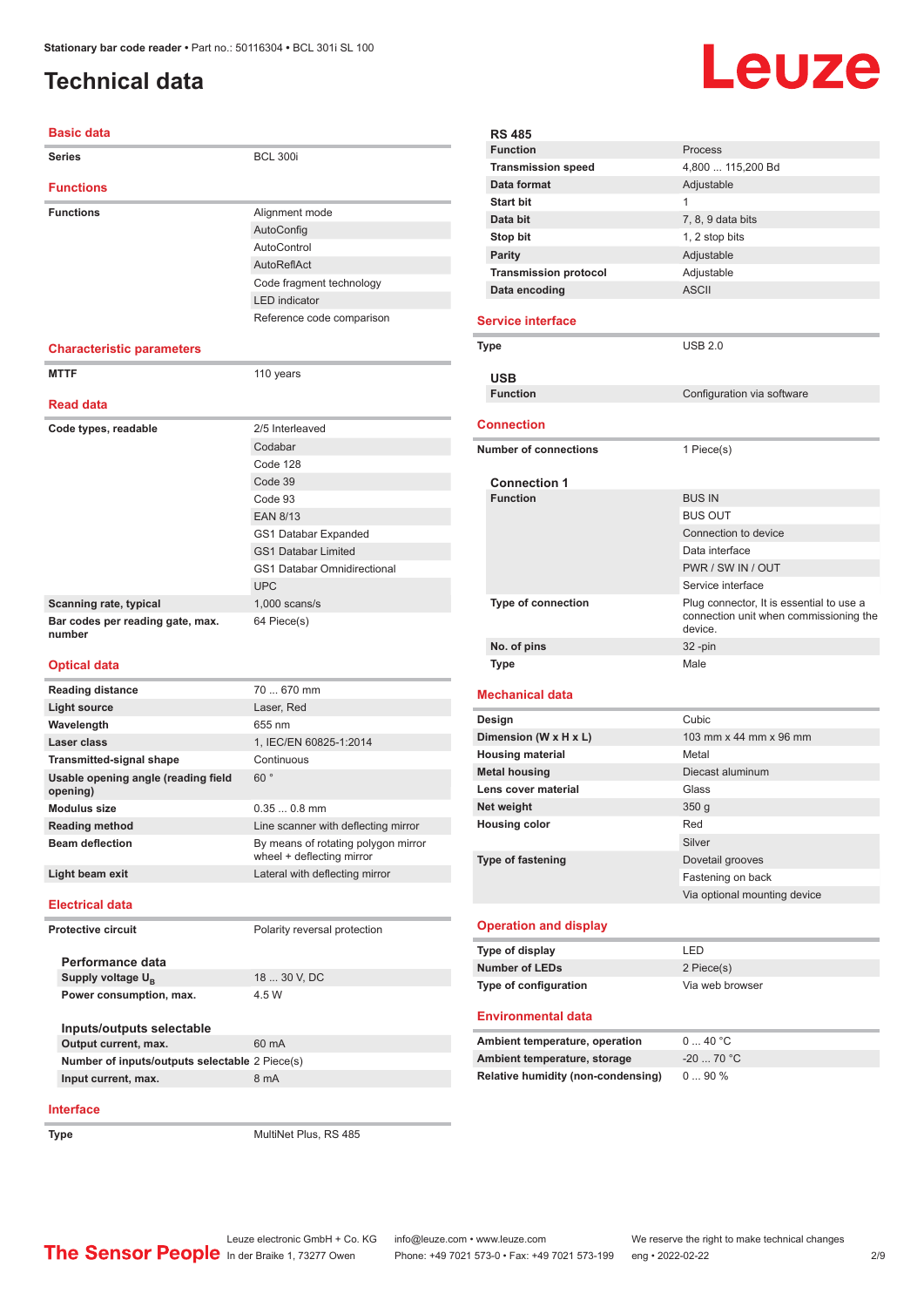# Technical data

## Basic data

| | |
|---|---|
| Series | BCL 300i |

## Functions

| | |
|---|---|
| Functions | Alignment mode |
| | AutoConfig |
| | AutoControl |
| | AutoReflAct |
| | Code fragment technology |
| | LED indicator |
| | Reference code comparison |

## Characteristic parameters

| | |
|---|---|
| MTTF | 110 years |

## Read data

| | |
|---|---|
| Code types, readable | 2/5 Interleaved |
| | Codabar |
| | Code 128 |
| | Code 39 |
| | Code 93 |
| | EAN 8/13 |
| | GS1 Databar Expanded |
| | GS1 Databar Limited |
| | GS1 Databar Omnidirectional |
| | UPC |
| Scanning rate, typical | 1,000 scans/s |
| Bar codes per reading gate, max. number | 64 Piece(s) |

## Optical data

| | |
|---|---|
| Reading distance | 70 ... 670 mm |
| Light source | Laser, Red |
| Wavelength | 655 nm |
| Laser class | 1, IEC/EN 60825-1:2014 |
| Transmitted-signal shape | Continuous |
| Usable opening angle (reading field opening) | 60 ° |
| Modulus size | 0.35 ... 0.8 mm |
| Reading method | Line scanner with deflecting mirror |
| Beam deflection | By means of rotating polygon mirror wheel + deflecting mirror |
| Light beam exit | Lateral with deflecting mirror |

## Electrical data

| | |
|---|---|
| Protective circuit | Polarity reversal protection |

### Performance data

| | |
|---|---|
| Supply voltage $U_B$ | 18 ... 30 V, DC |
| Power consumption, max. | 4.5 W |

### Inputs/outputs selectable

| | |
|---|---|
| Output current, max. | 60 mA |
| Number of inputs/outputs selectable | 2 Piece(s) |
| Input current, max. | 8 mA |

## Interface

| | |
|---|---|
| Type | MultiNet Plus, RS 485 |

### RS 485

| | |
|---|---|
| Function | Process |
| Transmission speed | 4,800 ... 115,200 Bd |
| Data format | Adjustable |
| Start bit | 1 |
| Data bit | 7, 8, 9 data bits |
| Stop bit | 1, 2 stop bits |
| Parity | Adjustable |
| Transmission protocol | Adjustable |
| Data encoding | ASCII |

## Service interface

| | |
|---|---|
| Type | USB 2.0 |

### USB

| | |
|---|---|
| Function | Configuration via software |

## Connection

| | |
|---|---|
| Number of connections | 1 Piece(s) |

### Connection 1

| | |
|---|---|
| Function | BUS IN |
| | BUS OUT |
| | Connection to device |
| | Data interface |
| | PWR / SW IN / OUT |
| | Service interface |
| Type of connection | Plug connector, It is essential to use a connection unit when commissioning the device. |
| No. of pins | 32 -pin |
| Type | Male |

## Mechanical data

| | |
|---|---|
| Design | Cubic |
| Dimension (W x H x L) | 103 mm x 44 mm x 96 mm |
| Housing material | Metal |
| Metal housing | Diecast aluminum |
| Lens cover material | Glass |
| Net weight | 350 g |
| Housing color | Red |
| | Silver |
| Type of fastening | Dovetail grooves |
| | Fastening on back |
| | Via optional mounting device |

## Operation and display

| | |
|---|---|
| Type of display | LED |
| Number of LEDs | 2 Piece(s) |
| Type of configuration | Via web browser |

## Environmental data

| | |
|---|---|
| Ambient temperature, operation | 0 ... 40 °C |
| Ambient temperature, storage | -20 ... 70 °C |
| Relative humidity (non-condensing) | 0 ... 90 % |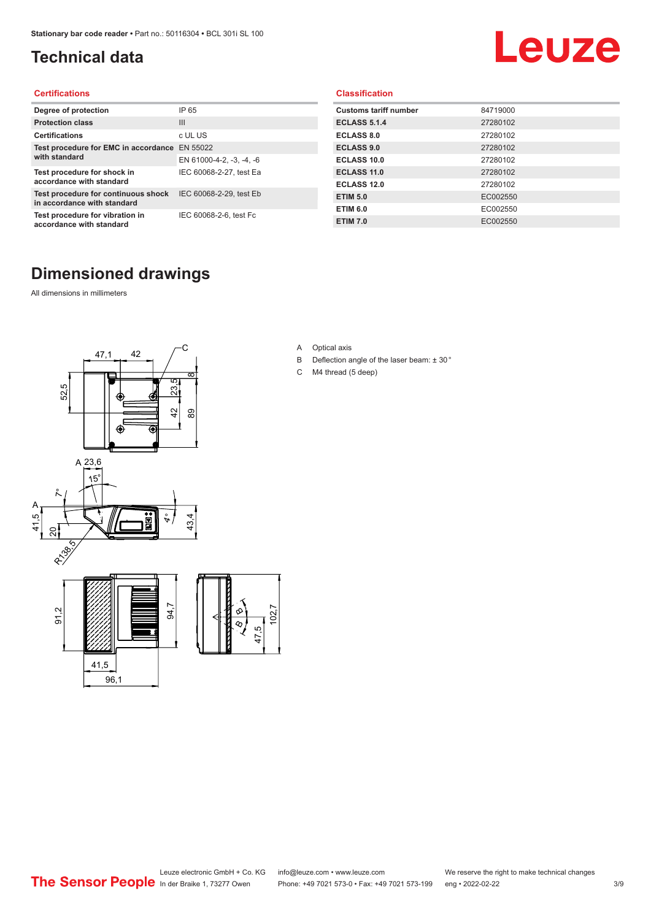# Technical data

### Certifications

| | |
|---|---|
| **Degree of protection** | IP 65 |
| **Protection class** | III |
| **Certifications** | c UL US |
| **Test procedure for EMC in accordance with standard** | EN 55022 |
| | EN 61000-4-2, -3, -4, -6 |
| **Test procedure for shock in accordance with standard** | IEC 60068-2-27, test Ea |
| **Test procedure for continuous shock in accordance with standard** | IEC 60068-2-29, test Eb |
| **Test procedure for vibration in accordance with standard** | IEC 60068-2-6, test Fc |

### Classification

| | |
|---|---|
| **Customs tariff number** | 84719000 |
| **ECLASS 5.1.4** | 27280102 |
| **ECLASS 8.0** | 27280102 |
| **ECLASS 9.0** | 27280102 |
| **ECLASS 10.0** | 27280102 |
| **ECLASS 11.0** | 27280102 |
| **ECLASS 12.0** | 27280102 |
| **ETIM 5.0** | EC002550 |
| **ETIM 6.0** | EC002550 |
| **ETIM 7.0** | EC002550 |

# Dimensioned drawings

All dimensions in millimeters

47,1
42
C
52,5
8
23,5
42
89
A 23,6
15°
7°
A
41,5
20
4°
43,4
R138,5
91,2
94,7
41,5
96,1
B
B
47,5
102,7

A Optical axis
B Deflection angle of the laser beam: ± 30 °
C M4 thread (5 deep)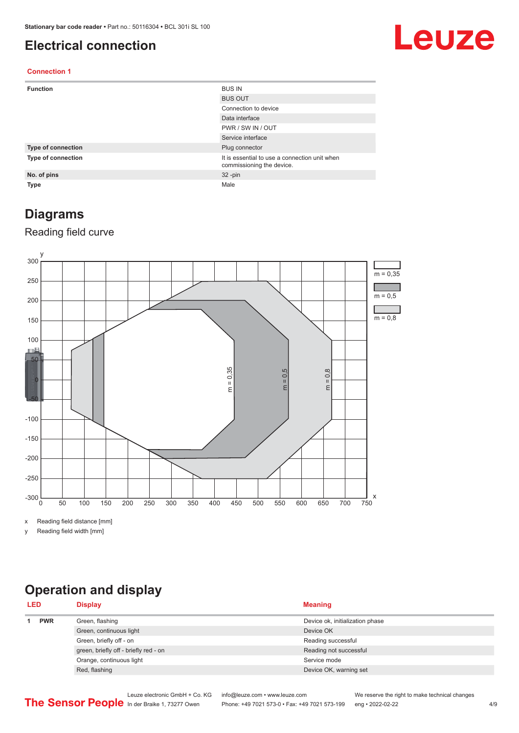# Electrical connection

**Connection 1**

| | |
|---|---|
| **Function** | BUS IN |
| | BUS OUT |
| | Connection to device |
| | Data interface |
| | PWR / SW IN / OUT |
| | Service interface |
| **Type of connection** | Plug connector |
| **Type of connection** | It is essential to use a connection unit when commissioning the device. |
| **No. of pins** | 32 -pin |
| **Type** | Male |

# Diagrams

## Reading field curve

y

300
250
200
150
100
50
0
-50
-100
-150
-200
-250
-300

0 50 100 150 200 250 300 350 400 450 500 550 600 650 700 750

x

m = 0,35
m = 0,5
m = 0,8

x Reading field distance [mm]

y Reading field width [mm]

# Operation and display

| LED | | Display | Meaning |
|---|---|---|---|
| 1 | **PWR** | Green, flashing | Device ok, initialization phase |
| | | Green, continuous light | Device OK |
| | | Green, briefly off - on | Reading successful |
| | | green, briefly off - briefly red - on | Reading not successful |
| | | Orange, continuous light | Service mode |
| | | Red, flashing | Device OK, warning set |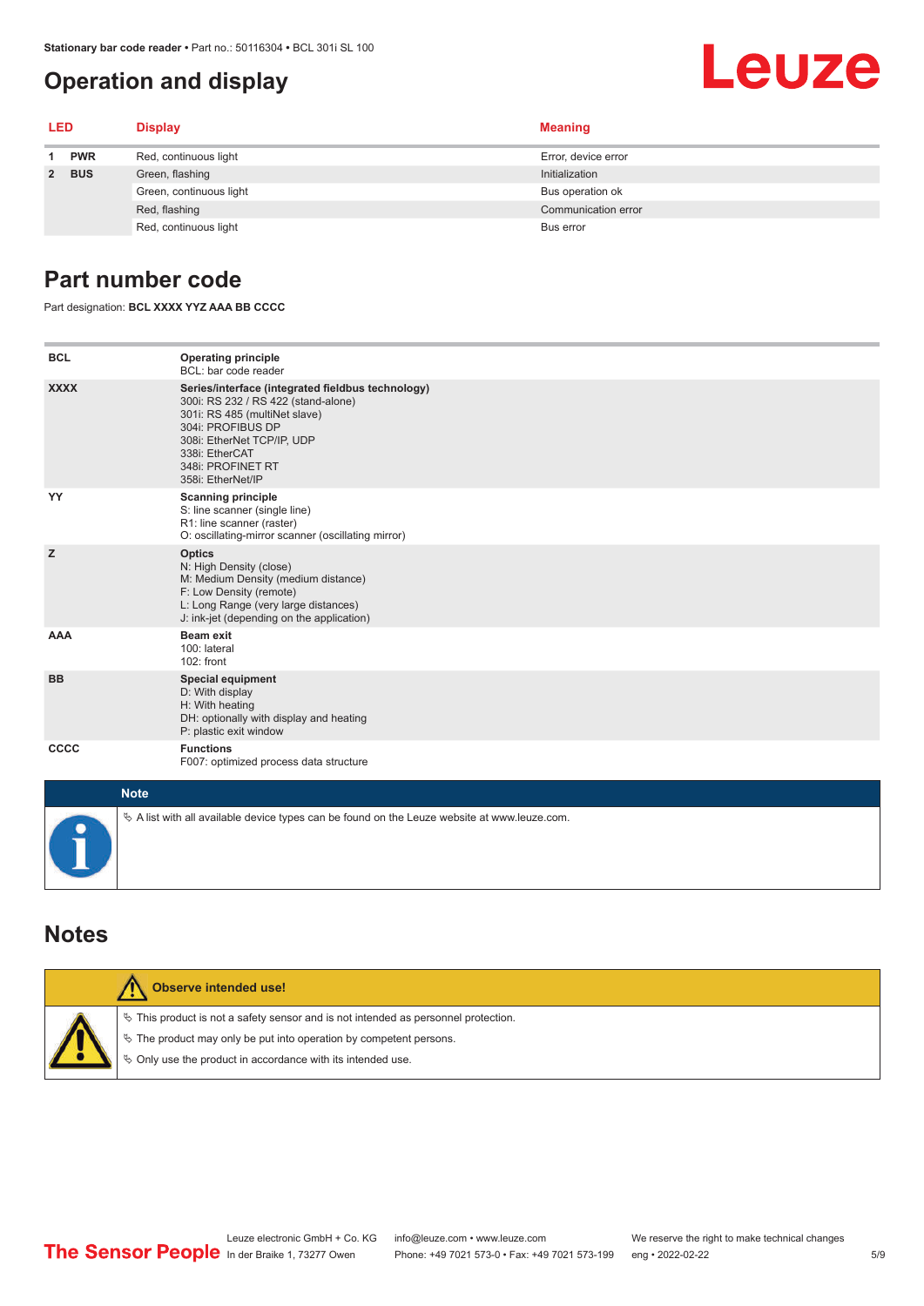# Operation and display

| LED | | Display | Meaning |
|---|---|---|---|
| 1 | PWR | Red, continuous light | Error, device error |
| 2 | BUS | Green, flashing | Initialization |
| | | Green, continuous light | Bus operation ok |
| | | Red, flashing | Communication error |
| | | Red, continuous light | Bus error |

# Part number code

Part designation: **BCL XXXX YYZ AAA BB CCCC**

| | |
|---|---|
| **BCL** | **Operating principle**<br>BCL: bar code reader |
| **XXXX** | **Series/interface (integrated fieldbus technology)**<br>300i: RS 232 / RS 422 (stand-alone)<br>301i: RS 485 (multiNet slave)<br>304i: PROFIBUS DP<br>308i: EtherNet TCP/IP, UDP<br>338i: EtherCAT<br>348i: PROFINET RT<br>358i: EtherNet/IP |
| **YY** | **Scanning principle**<br>S: line scanner (single line)<br>R1: line scanner (raster)<br>O: oscillating-mirror scanner (oscillating mirror) |
| **Z** | **Optics**<br>N: High Density (close)<br>M: Medium Density (medium distance)<br>F: Low Density (remote)<br>L: Long Range (very large distances)<br>J: ink-jet (depending on the application) |
| **AAA** | **Beam exit**<br>100: lateral<br>102: front |
| **BB** | **Special equipment**<br>D: With display<br>H: With heating<br>DH: optionally with display and heating<br>P: plastic exit window |
| **CCCC** | **Functions**<br>F007: optimized process data structure |

**Note**

- A list with all available device types can be found on the Leuze website at www.leuze.com.

# Notes

**Observe intended use!**

- This product is not a safety sensor and is not intended as personnel protection.
- The product may only be put into operation by competent persons.
- Only use the product in accordance with its intended use.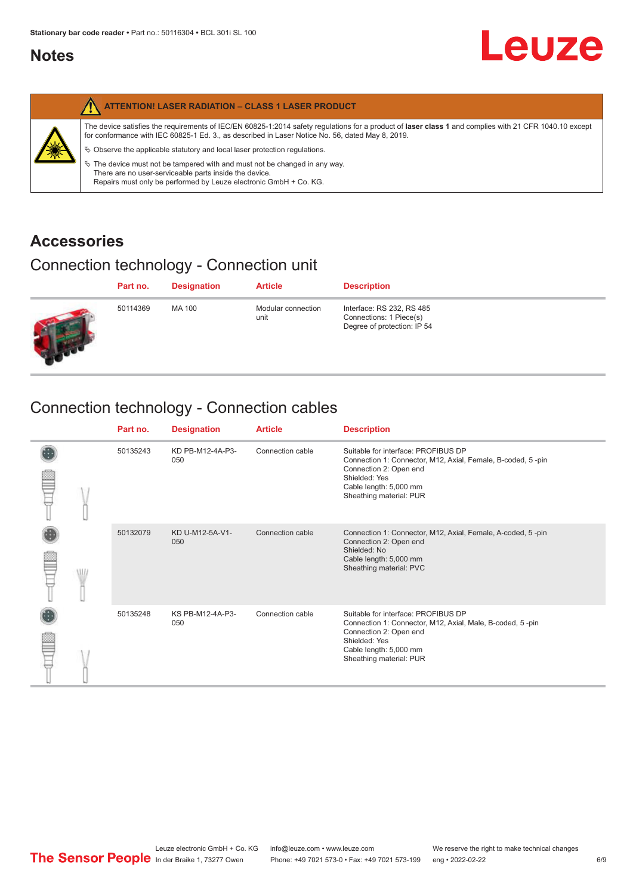## Notes

| ATTENTION! LASER RADIATION – CLASS 1 LASER PRODUCT |
|---|
| The device satisfies the requirements of IEC/EN 60825-1:2014 safety regulations for a product of **laser class 1** and complies with 21 CFR 1040.10 except for conformance with IEC 60825-1 Ed. 3., as described in Laser Notice No. 56, dated May 8, 2019.<br>↳ Observe the applicable statutory and local laser protection regulations.<br>↳ The device must not be tampered with and must not be changed in any way. There are no user-serviceable parts inside the device. Repairs must only be performed by Leuze electronic GmbH + Co. KG. |

## Accessories

### Connection technology - Connection unit

| Part no. | Designation | Article | Description |
|---|---|---|---|
| 50114369 | MA 100 | Modular connection unit | Interface: RS 232, RS 485<br>Connections: 1 Piece(s)<br>Degree of protection: IP 54 |

### Connection technology - Connection cables

| Part no. | Designation | Article | Description |
|---|---|---|---|
| 50135243 | KD PB-M12-4A-P3-050 | Connection cable | Suitable for interface: PROFIBUS DP<br>Connection 1: Connector, M12, Axial, Female, B-coded, 5 -pin<br>Connection 2: Open end<br>Shielded: Yes<br>Cable length: 5,000 mm<br>Sheathing material: PUR |
| 50132079 | KD U-M12-5A-V1-050 | Connection cable | Connection 1: Connector, M12, Axial, Female, A-coded, 5 -pin<br>Connection 2: Open end<br>Shielded: No<br>Cable length: 5,000 mm<br>Sheathing material: PVC |
| 50135248 | KS PB-M12-4A-P3-050 | Connection cable | Suitable for interface: PROFIBUS DP<br>Connection 1: Connector, M12, Axial, Male, B-coded, 5 -pin<br>Connection 2: Open end<br>Shielded: Yes<br>Cable length: 5,000 mm<br>Sheathing material: PUR |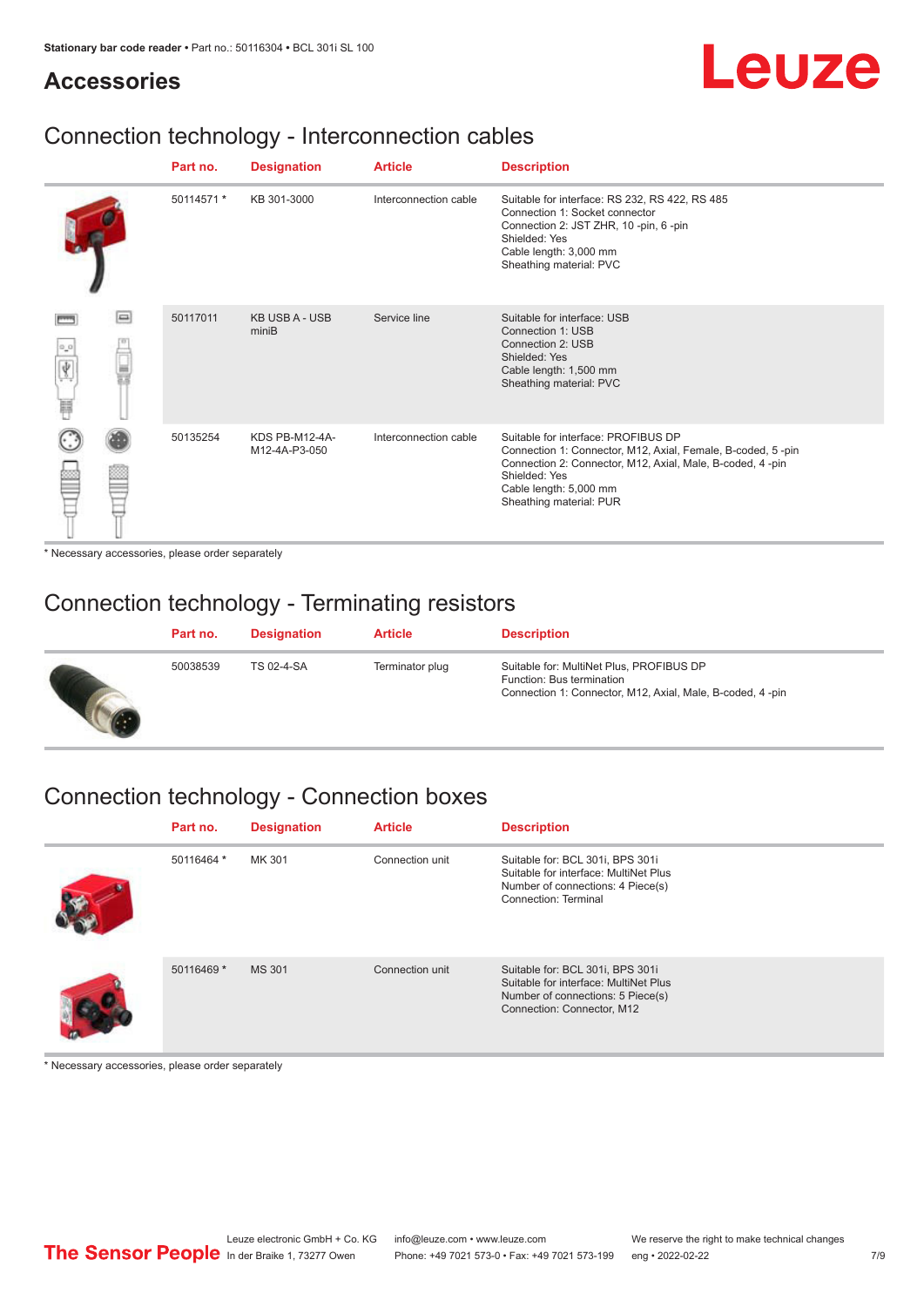## Accessories

### Connection technology - Interconnection cables

| | Part no. | Designation | Article | Description |
|---|---|---|---|---|
| | 50114571 * | KB 301-3000 | Interconnection cable | Suitable for interface: RS 232, RS 422, RS 485<br>Connection 1: Socket connector<br>Connection 2: JST ZHR, 10 -pin, 6 -pin<br>Shielded: Yes<br>Cable length: 3,000 mm<br>Sheathing material: PVC |
| | 50117011 | KB USB A - USB miniB | Service line | Suitable for interface: USB<br>Connection 1: USB<br>Connection 2: USB<br>Shielded: Yes<br>Cable length: 1,500 mm<br>Sheathing material: PVC |
| | 50135254 | KDS PB-M12-4A-M12-4A-P3-050 | Interconnection cable | Suitable for interface: PROFIBUS DP<br>Connection 1: Connector, M12, Axial, Female, B-coded, 5 -pin<br>Connection 2: Connector, M12, Axial, Male, B-coded, 4 -pin<br>Shielded: Yes<br>Cable length: 5,000 mm<br>Sheathing material: PUR |

\* Necessary accessories, please order separately

### Connection technology - Terminating resistors

| | Part no. | Designation | Article | Description |
|---|---|---|---|---|
| | 50038539 | TS 02-4-SA | Terminator plug | Suitable for: MultiNet Plus, PROFIBUS DP<br>Function: Bus termination<br>Connection 1: Connector, M12, Axial, Male, B-coded, 4 -pin |

### Connection technology - Connection boxes

| | Part no. | Designation | Article | Description |
|---|---|---|---|---|
| | 50116464 * | MK 301 | Connection unit | Suitable for: BCL 301i, BPS 301i<br>Suitable for interface: MultiNet Plus<br>Number of connections: 4 Piece(s)<br>Connection: Terminal |
| | 50116469 * | MS 301 | Connection unit | Suitable for: BCL 301i, BPS 301i<br>Suitable for interface: MultiNet Plus<br>Number of connections: 5 Piece(s)<br>Connection: Connector, M12 |

\* Necessary accessories, please order separately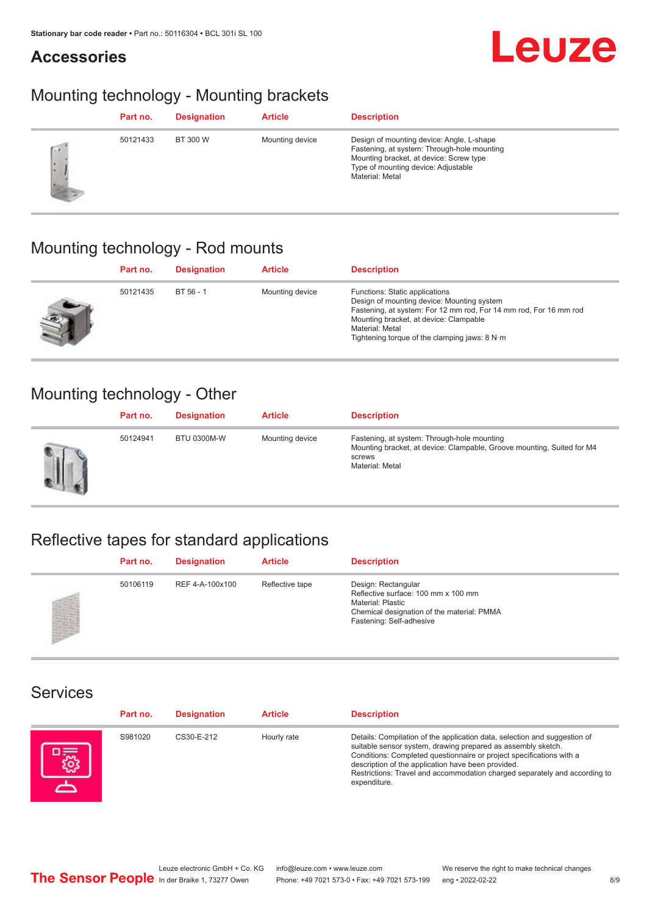## Accessories

### Mounting technology - Mounting brackets

| Part no. | Designation | Article | Description |
|---|---|---|---|
| 50121433 | BT 300 W | Mounting device | Design of mounting device: Angle, L-shape<br>Fastening, at system: Through-hole mounting<br>Mounting bracket, at device: Screw type<br>Type of mounting device: Adjustable<br>Material: Metal |

### Mounting technology - Rod mounts

| Part no. | Designation | Article | Description |
|---|---|---|---|
| 50121435 | BT 56 - 1 | Mounting device | Functions: Static applications<br>Design of mounting device: Mounting system<br>Fastening, at system: For 12 mm rod, For 14 mm rod, For 16 mm rod<br>Mounting bracket, at device: Clampable<br>Material: Metal<br>Tightening torque of the clamping jaws: 8 N·m |

### Mounting technology - Other

| Part no. | Designation | Article | Description |
|---|---|---|---|
| 50124941 | BTU 0300M-W | Mounting device | Fastening, at system: Through-hole mounting<br>Mounting bracket, at device: Clampable, Groove mounting, Suited for M4 screws<br>Material: Metal |

### Reflective tapes for standard applications

| Part no. | Designation | Article | Description |
|---|---|---|---|
| 50106119 | REF 4-A-100x100 | Reflective tape | Design: Rectangular<br>Reflective surface: 100 mm x 100 mm<br>Material: Plastic<br>Chemical designation of the material: PMMA<br>Fastening: Self-adhesive |

### Services

| Part no. | Designation | Article | Description |
|---|---|---|---|
| S981020 | CS30-E-212 | Hourly rate | Details: Compilation of the application data, selection and suggestion of suitable sensor system, drawing prepared as assembly sketch.<br>Conditions: Completed questionnaire or project specifications with a description of the application have been provided.<br>Restrictions: Travel and accommodation charged separately and according to expenditure. |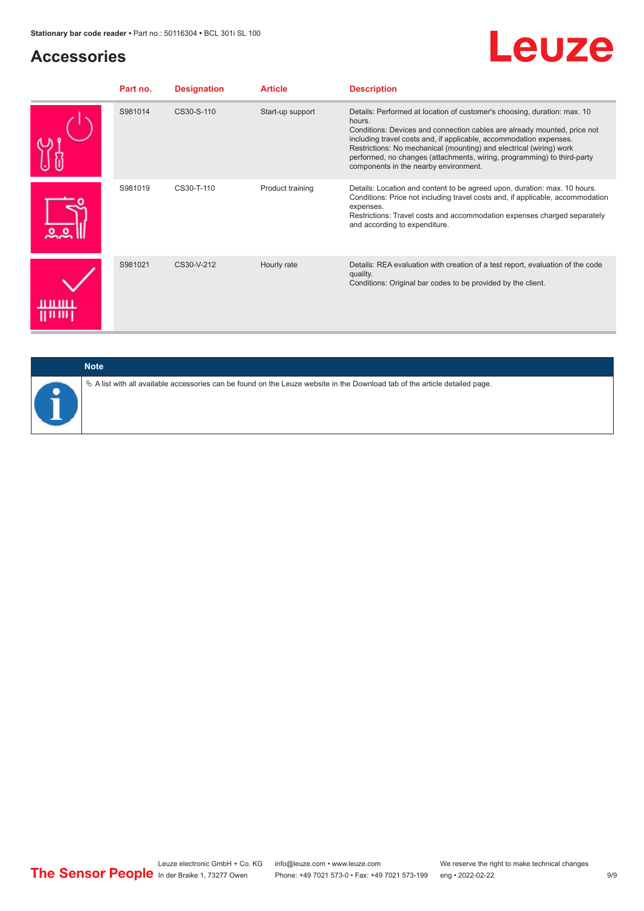## Accessories

| | Part no. | Designation | Article | Description |
|---|---|---|---|---|
| | S981014 | CS30-S-110 | Start-up support | Details: Performed at location of customer's choosing, duration: max. 10 hours.<br>Conditions: Devices and connection cables are already mounted, price not including travel costs and, if applicable, accommodation expenses.<br>Restrictions: No mechanical (mounting) and electrical (wiring) work performed, no changes (attachments, wiring, programming) to third-party components in the nearby environment. |
| | S981019 | CS30-T-110 | Product training | Details: Location and content to be agreed upon, duration: max. 10 hours.<br>Conditions: Price not including travel costs and, if applicable, accommodation expenses.<br>Restrictions: Travel costs and accommodation expenses charged separately and according to expenditure. |
| | S981021 | CS30-V-212 | Hourly rate | Details: REA evaluation with creation of a test report, evaluation of the code quality.<br>Conditions: Original bar codes to be provided by the client. |

**Note**

↳ A list with all available accessories can be found on the Leuze website in the Download tab of the article detailed page.